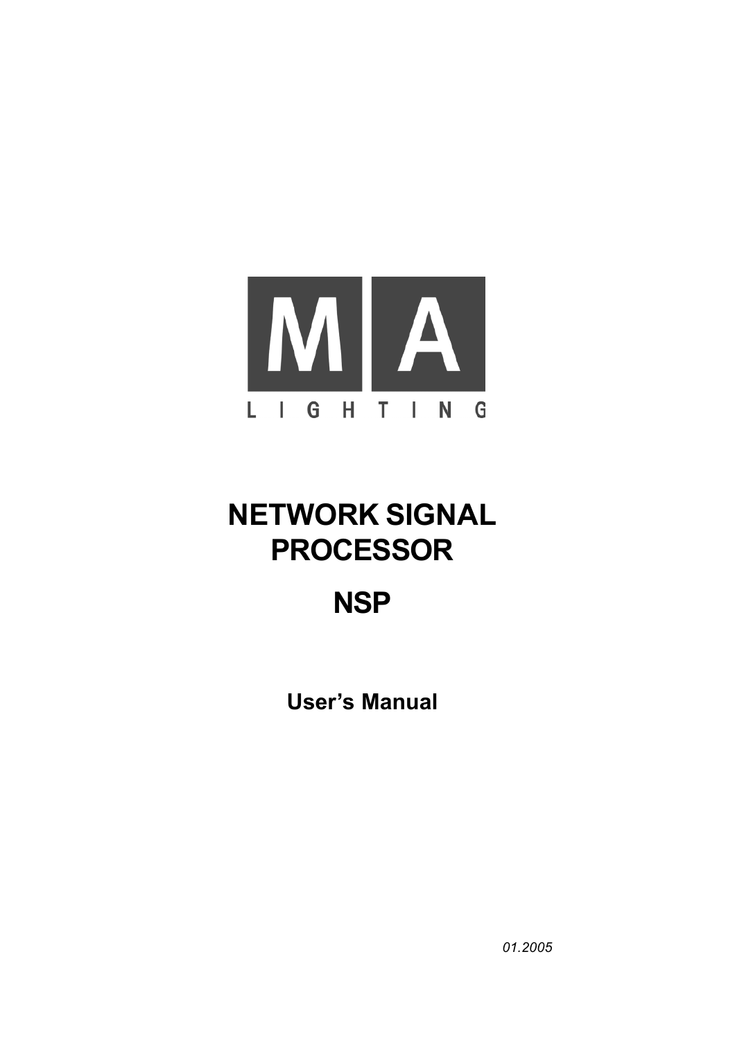MA

LIGHTING

# NETWORK SIGNAL PROCESSOR

# NSP

**User's Manual**

*01.2005*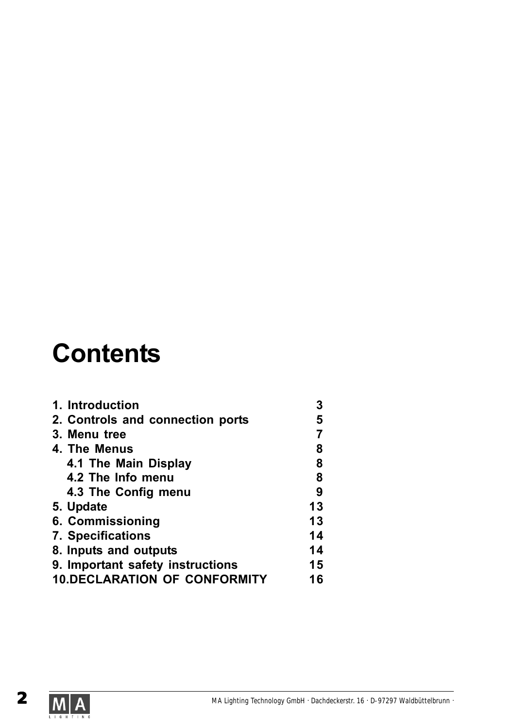# Contents

| | |
|---|---|
| **1. Introduction** | **3** |
| **2. Controls and connection ports** | **5** |
| **3. Menu tree** | **7** |
| **4. The Menus** | **8** |
| **4.1 The Main Display** | **8** |
| **4.2 The Info menu** | **8** |
| **4.3 The Config menu** | **9** |
| **5. Update** | **13** |
| **6. Commissioning** | **13** |
| **7. Specifications** | **14** |
| **8. Inputs and outputs** | **14** |
| **9. Important safety instructions** | **15** |
| **10.DECLARATION OF CONFORMITY** | **16** |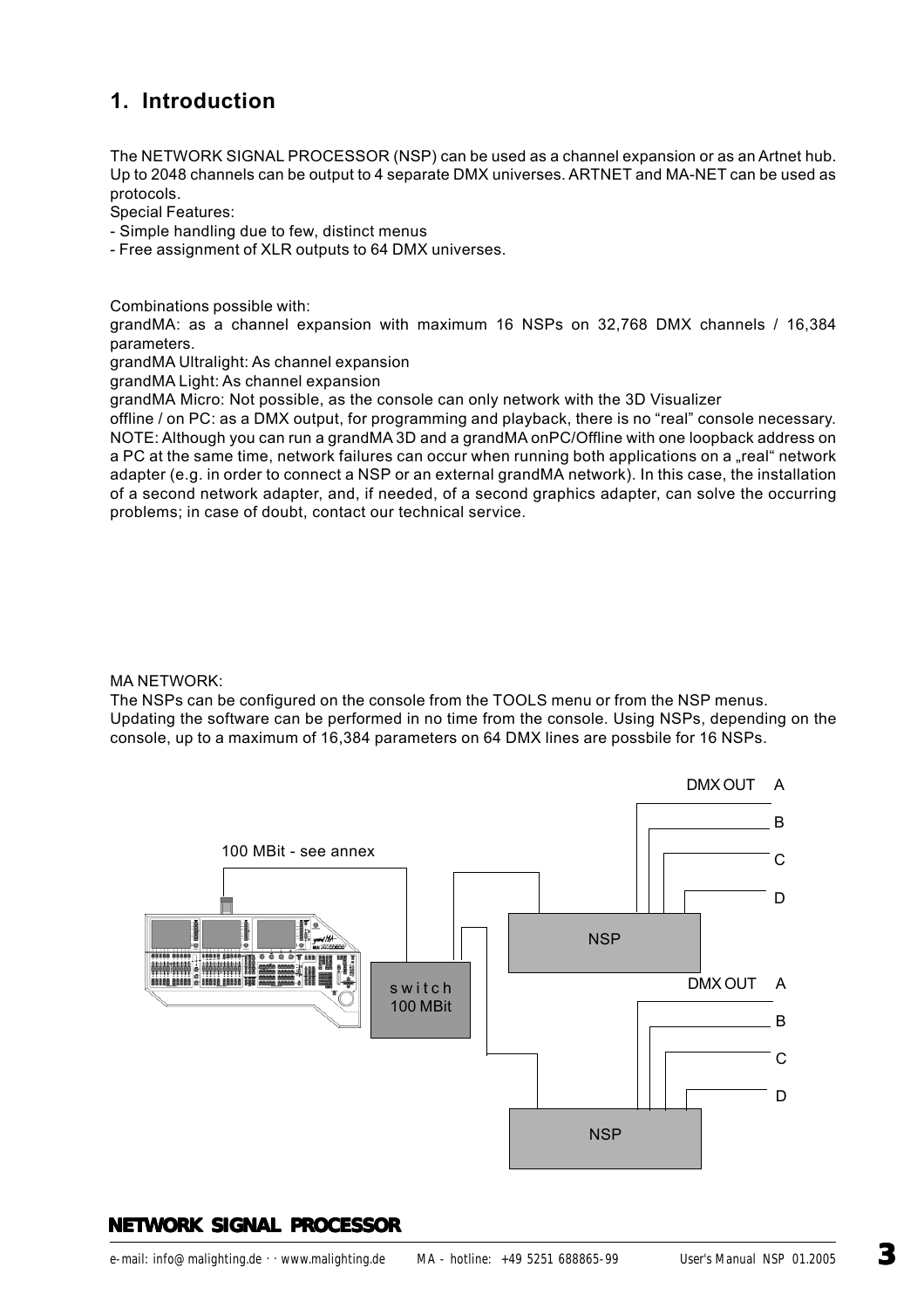# 1. Introduction

The NETWORK SIGNAL PROCESSOR (NSP) can be used as a channel expansion or as an Artnet hub. Up to 2048 channels can be output to 4 separate DMX universes. ARTNET and MA-NET can be used as protocols.
Special Features:
- Simple handling due to few, distinct menus
- Free assignment of XLR outputs to 64 DMX universes.

Combinations possible with:
grandMA: as a channel expansion with maximum 16 NSPs on 32,768 DMX channels / 16,384 parameters.
grandMA Ultralight: As channel expansion
grandMA Light: As channel expansion
grandMA Micro: Not possible, as the console can only network with the 3D Visualizer
offline / on PC: as a DMX output, for programming and playback, there is no "real" console necessary.
NOTE: Although you can run a grandMA 3D and a grandMA onPC/Offline with one loopback address on a PC at the same time, network failures can occur when running both applications on a „real" network adapter (e.g. in order to connect a NSP or an external grandMA network). In this case, the installation of a second network adapter, and, if needed, of a second graphics adapter, can solve the occurring problems; in case of doubt, contact our technical service.

MA NETWORK:
The NSPs can be configured on the console from the TOOLS menu or from the NSP menus.
Updating the software can be performed in no time from the console. Using NSPs, depending on the console, up to a maximum of 16,384 parameters on 64 DMX lines are possbile for 16 NSPs.

100 MBit - see annex

switch 100 MBit

NSP — DMX OUT A B C D

NSP — DMX OUT A B C D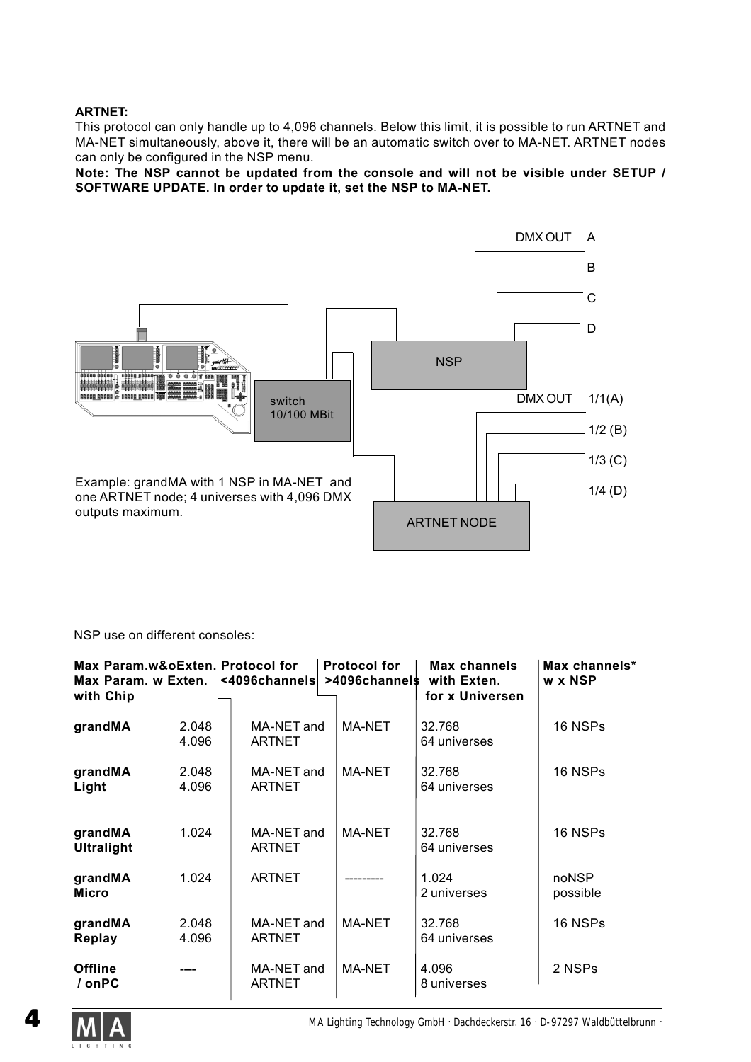**ARTNET:**

This protocol can only handle up to 4,096 channels. Below this limit, it is possible to run ARTNET and MA-NET simultaneously, above it, there will be an automatic switch over to MA-NET. ARTNET nodes can only be configured in the NSP menu.

**Note: The NSP cannot be updated from the console and will not be visible under SETUP / SOFTWARE UPDATE. In order to update it, set the NSP to MA-NET.**

DMX OUT A
B
C
D

NSP

switch 10/100 MBit

DMX OUT 1/1(A)
1/2 (B)
1/3 (C)
1/4 (D)

Example: grandMA with 1 NSP in MA-NET and one ARTNET node; 4 universes with 4,096 DMX outputs maximum.

ARTNET NODE

NSP use on different consoles:

| Max Param.w&oExten. Max Param. w Exten. with Chip | | Protocol for <4096channels | Protocol for >4096channels | Max channels with Exten. for x Universen | Max channels* w x NSP |
|---|---|---|---|---|---|
| **grandMA** | 2.048<br>4.096 | MA-NET and ARTNET | MA-NET | 32.768<br>64 universes | 16 NSPs |
| **grandMA Light** | 2.048<br>4.096 | MA-NET and ARTNET | MA-NET | 32.768<br>64 universes | 16 NSPs |
| **grandMA Ultralight** | 1.024 | MA-NET and ARTNET | MA-NET | 32.768<br>64 universes | 16 NSPs |
| **grandMA Micro** | 1.024 | ARTNET | --------- | 1.024<br>2 universes | noNSP possible |
| **grandMA Replay** | 2.048<br>4.096 | MA-NET and ARTNET | MA-NET | 32.768<br>64 universes | 16 NSPs |
| **Offline / onPC** | ---- | MA-NET and ARTNET | MA-NET | 4.096<br>8 universes | 2 NSPs |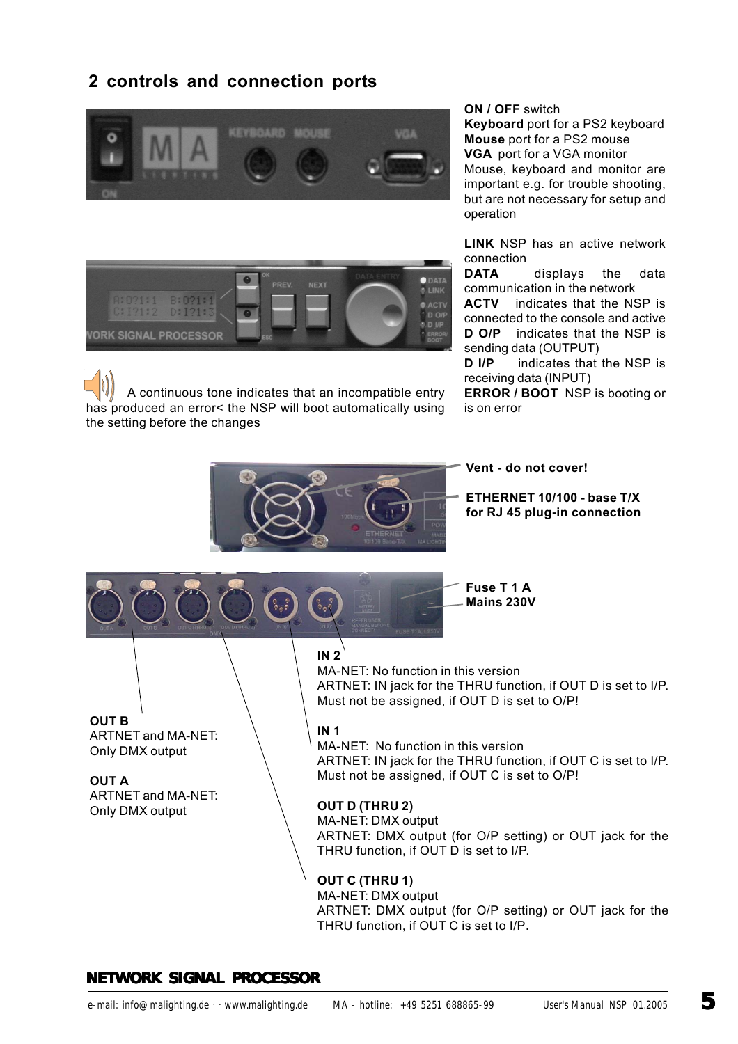## 2 controls and connection ports

**ON / OFF** switch
**Keyboard** port for a PS2 keyboard
**Mouse** port for a PS2 mouse
**VGA** port for a VGA monitor
Mouse, keyboard and monitor are important e.g. for trouble shooting, but are not necessary for setup and operation

**LINK** NSP has an active network connection
**DATA** displays the data communication in the network
**ACTV** indicates that the NSP is connected to the console and active
**D O/P** indicates that the NSP is sending data (OUTPUT)
**D I/P** indicates that the NSP is receiving data (INPUT)
**ERROR / BOOT** NSP is booting or is on error

A continuous tone indicates that an incompatible entry has produced an error< the NSP will boot automatically using the setting before the changes

**Vent - do not cover!**

**ETHERNET 10/100 - base T/X for RJ 45 plug-in connection**

**Fuse T 1 A**
**Mains 230V**

**IN 2**
MA-NET: No function in this version
ARTNET: IN jack for the THRU function, if OUT D is set to I/P. Must not be assigned, if OUT D is set to O/P!

**IN 1**
MA-NET: No function in this version
ARTNET: IN jack for the THRU function, if OUT C is set to I/P. Must not be assigned, if OUT C is set to O/P!

**OUT D (THRU 2)**
MA-NET: DMX output
ARTNET: DMX output (for O/P setting) or OUT jack for the THRU function, if OUT D is set to I/P.

**OUT C (THRU 1)**
MA-NET: DMX output
ARTNET: DMX output (for O/P setting) or OUT jack for the THRU function, if OUT C is set to I/P.

**OUT B**
ARTNET and MA-NET:
Only DMX output

**OUT A**
ARTNET and MA-NET:
Only DMX output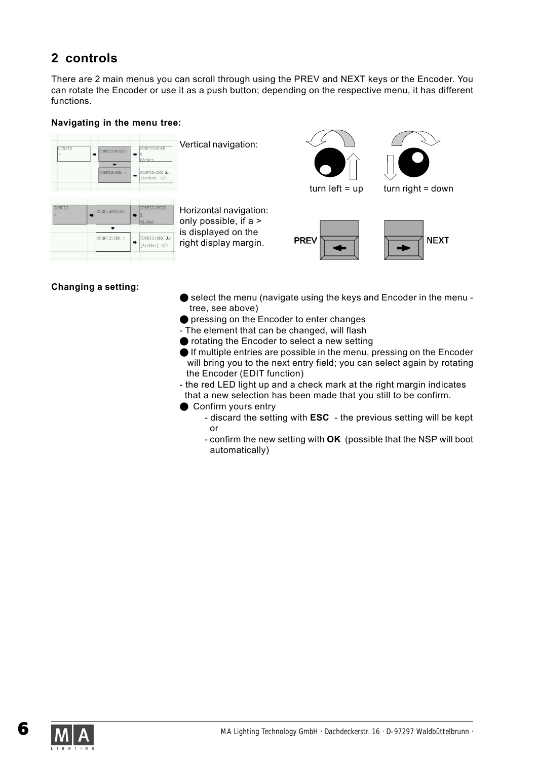## 2 controls

There are 2 main menus you can scroll through using the PREV and NEXT keys or the Encoder. You can rotate the Encoder or use it as a push button; depending on the respective menu, it has different functions.

**Navigating in the menu tree:**

Vertical navigation:

turn left = up    turn right = down

Horizontal navigation: only possible, if a > is displayed on the right display margin.

PREV    NEXT

**Changing a setting:**

- select the menu (navigate using the keys and Encoder in the menu - tree, see above)
- pressing on the Encoder to enter changes
- The element that can be changed, will flash
- rotating the Encoder to select a new setting
- If multiple entries are possible in the menu, pressing on the Encoder will bring you to the next entry field; you can select again by rotating the Encoder (EDIT function)
- the red LED light up and a check mark at the right margin indicates that a new selection has been made that you still to be confirm.
- Confirm yours entry
  - discard the setting with **ESC** - the previous setting will be kept or
  - confirm the new setting with **OK** (possible that the NSP will boot automatically)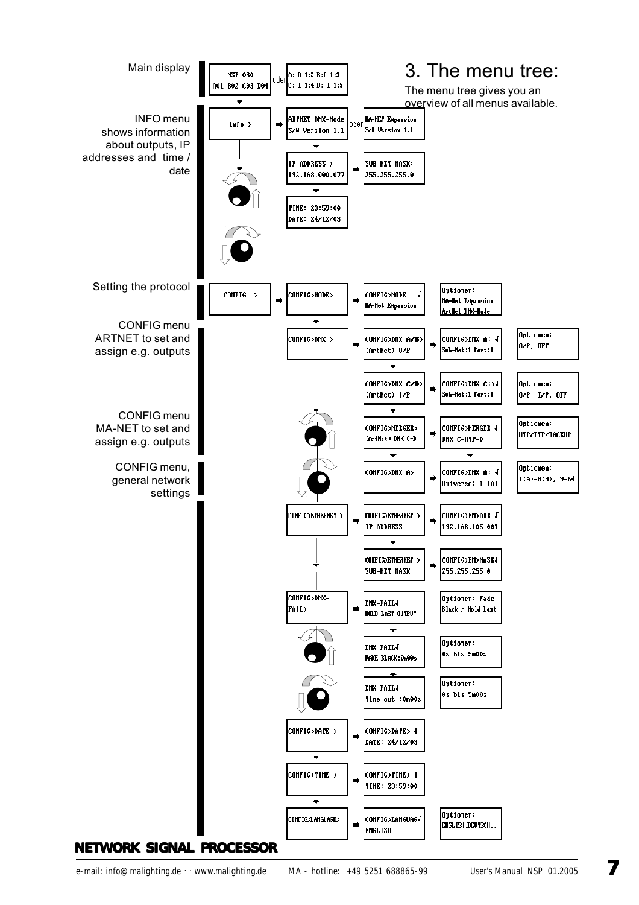# 3. The menu tree:

The menu tree gives you an overview of all menus available.

**Main display**

```
NSP 030              oder   A: O 1:2 B:O 1:3
A01 B02 C03 D04             C: I 1:4 D: I 1:5
```

**INFO menu** shows information about outputs, IP addresses and time / date

```
Info >  →  ARTNET DMX-Node      oder   MA-NET Expansion
           S/W Version 1.1             S/W Version 1.1

           IP-ADDRESS >       →  SUB-NET MASK:
           192.168.000.077       255.255.255.0

           TIME: 23:59:00
           DATE: 24/12/03
```

**Setting the protocol**

```
CONFIG >  →  CONFIG>MODE>  →  CONFIG>MODE √      Optionen:
                              MA-Net Expansion   MA-Net Expansion
                                                 ArtNet DMX-Node
```

**CONFIG menu ARTNET to set and assign e.g. outputs**

```
CONFIG>DMX >  →  CONFIG>DMX A/B>  →  CONFIG>DMX A: √      Optionen:
                 (ArtNet) O/P        Sub-Net:1 Port:1     O/P, OFF

                 CONFIG>DMX C/D>  →  CONFIG>DMX C:>√      Optionen:
                 (ArtNet) I/P        Sub-Net:1 Port:1     O/P, I/P, OFF
```

**CONFIG menu MA-NET to set and assign e.g. outputs**

```
                 CONFIG>MERGER>   →  CONFIG>MERGER √      Optionen:
                 (ArtNet) DMX C=D    DMX C-HTP-D          HTP/LTP/BACKUP

                 CONFIG>DMX A>    →  CONFIG>DMX A: √      Optionen:
                                     Universe: 1 (A)      1(A)-8(H), 9-64
```

**CONFIG menu, general network settings**

```
CONFIG>ETHERNET >  →  CONFIG>ETHERNET >  →  CONFIG>EN>ADR √
                      IP-ADDRESS            192.168.105.001

                      CONFIG>ETHERNET >  →  CONFIG>EN>MASK√
                      SUB-NET MASK          255.255.255.0

CONFIG>DMX-        →  DMX-FAIL√             Optionen: Fade
FAIL>                 HOLD LAST OUTPUT      Black / Hold Last

                      DMX FAIL√             Optionen:
                      FADE BLACK:0m00s      0s bis 5m00s

                      DMX FAIL√             Optionen:
                      Time out :0m00s       0s bis 5m00s

CONFIG>DATE >      →  CONFIG>DATE> √
                      DATE: 24/12/03

CONFIG>TIME >      →  CONFIG>TIME> √
                      TIME: 23:59:00

CONFIG>LANGUAGE>   →  CONFIG>LANGUAG√       Optionen:
                      ENGLISH               ENGLISH,DEUTSCH..
```

**NETWORK SIGNAL PROCESSOR**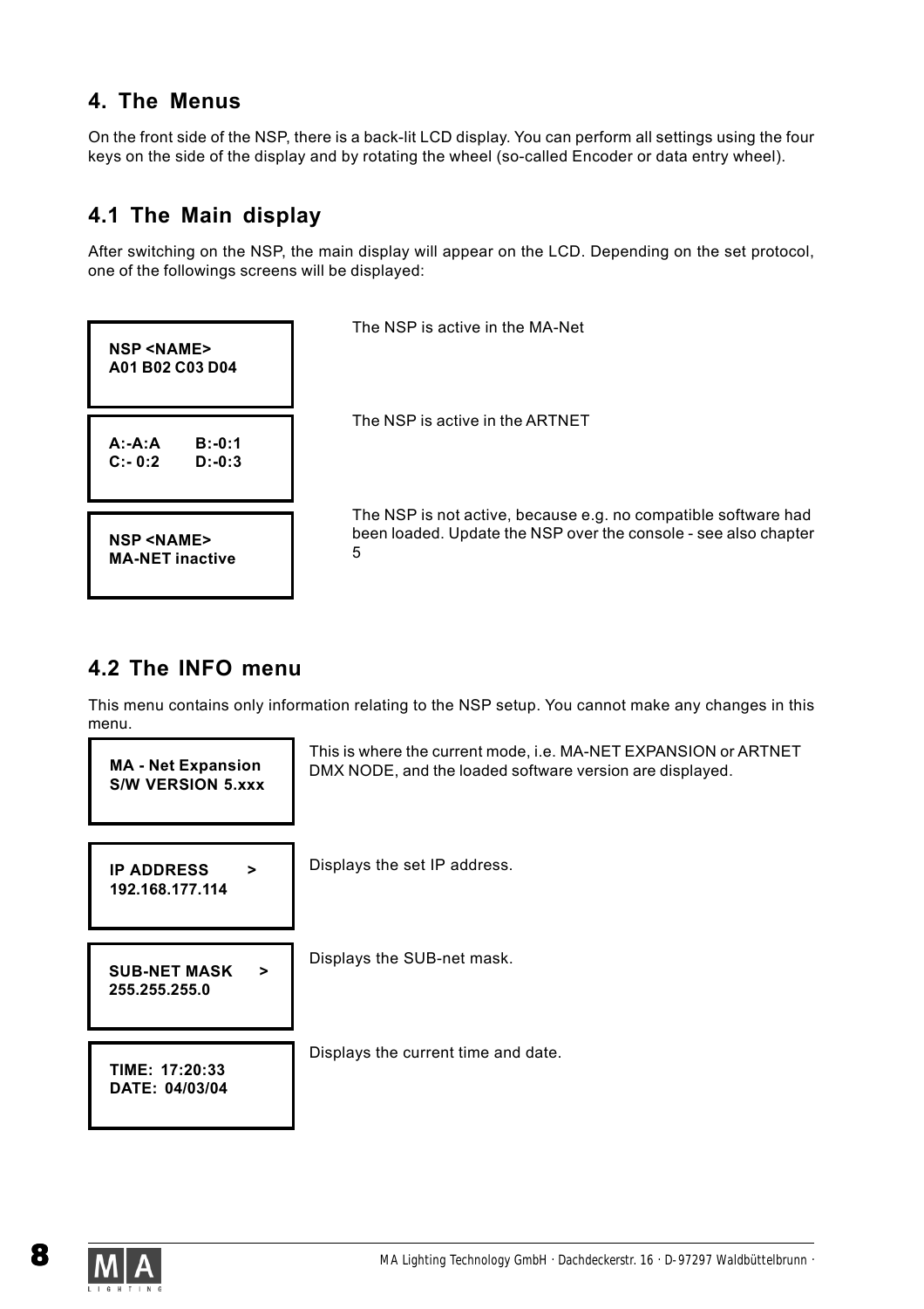## 4. The Menus

On the front side of the NSP, there is a back-lit LCD display. You can perform all settings using the four keys on the side of the display and by rotating the wheel (so-called Encoder or data entry wheel).

### 4.1 The Main display

After switching on the NSP, the main display will appear on the LCD. Depending on the set protocol, one of the followings screens will be displayed:

| Display | Description |
|---|---|
| **NSP <NAME>**<br>**A01 B02 C03 D04** | The NSP is active in the MA-Net |
| **A:-A:A     B:-0:1**<br>**C:- 0:2     D:-0:3** | The NSP is active in the ARTNET |
| **NSP <NAME>**<br>**MA-NET inactive** | The NSP is not active, because e.g. no compatible software had been loaded. Update the NSP over the console - see also chapter 5 |

### 4.2 The INFO menu

This menu contains only information relating to the NSP setup. You cannot make any changes in this menu.

| Display | Description |
|---|---|
| **MA - Net Expansion**<br>**S/W VERSION 5.xxx** | This is where the current mode, i.e. MA-NET EXPANSION or ARTNET DMX NODE, and the loaded software version are displayed. |
| **IP ADDRESS     >**<br>**192.168.177.114** | Displays the set IP address. |
| **SUB-NET MASK     >**<br>**255.255.255.0** | Displays the SUB-net mask. |
| **TIME: 17:20:33**<br>**DATE: 04/03/04** | Displays the current time and date. |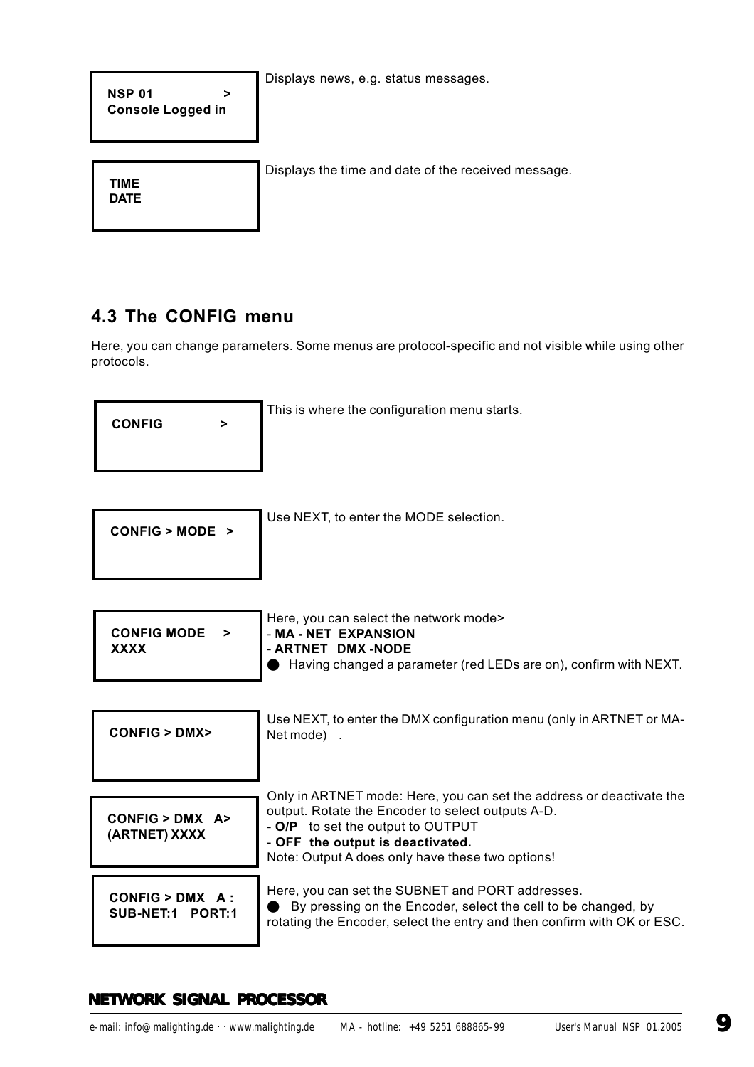| | |
|---|---|
| **NSP 01 >**<br>**Console Logged in** | Displays news, e.g. status messages. |
| **TIME**<br>**DATE** | Displays the time and date of the received message. |

## 4.3 The CONFIG menu

Here, you can change parameters. Some menus are protocol-specific and not visible while using other protocols.

| | |
|---|---|
| **CONFIG >** | This is where the configuration menu starts. |
| **CONFIG > MODE >** | Use NEXT, to enter the MODE selection. |
| **CONFIG MODE >**<br>**XXXX** | Here, you can select the network mode><br>- **MA - NET EXPANSION**<br>- **ARTNET DMX -NODE**<br>● Having changed a parameter (red LEDs are on), confirm with NEXT. |
| **CONFIG > DMX>** | Use NEXT, to enter the DMX configuration menu (only in ARTNET or MA-Net mode) . |
| **CONFIG > DMX A>**<br>**(ARTNET) XXXX** | Only in ARTNET mode: Here, you can set the address or deactivate the output. Rotate the Encoder to select outputs A-D.<br>- **O/P** to set the output to OUTPUT<br>- **OFF the output is deactivated.**<br>Note: Output A does only have these two options! |
| **CONFIG > DMX A :**<br>**SUB-NET:1 PORT:1** | Here, you can set the SUBNET and PORT addresses.<br>● By pressing on the Encoder, select the cell to be changed, by rotating the Encoder, select the entry and then confirm with OK or ESC. |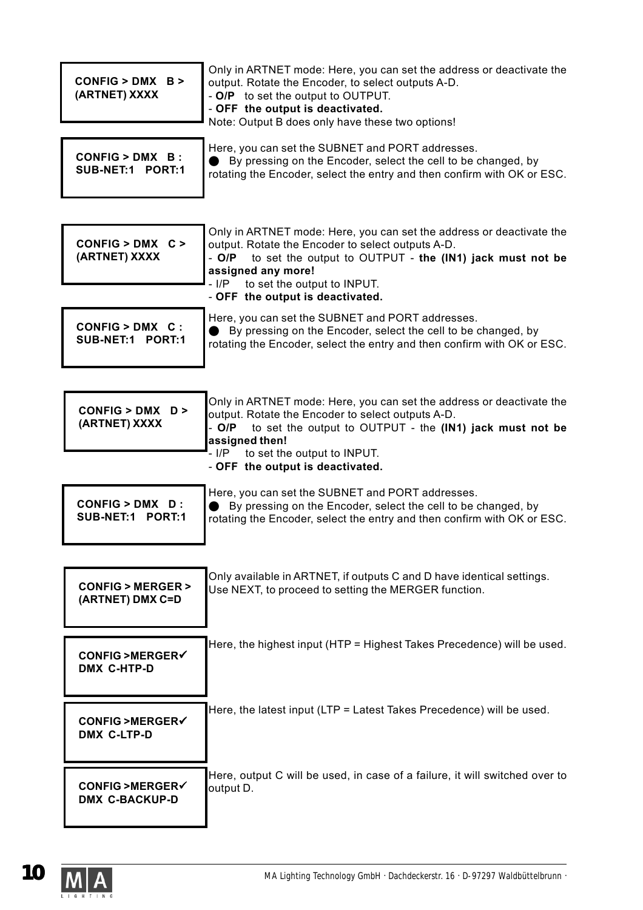| Display | Description |
|---|---|
| **CONFIG > DMX B >**<br>**(ARTNET) XXXX** | Only in ARTNET mode: Here, you can set the address or deactivate the output. Rotate the Encoder, to select outputs A-D.<br>- **O/P** to set the output to OUTPUT.<br>- **OFF the output is deactivated.**<br>Note: Output B does only have these two options! |
| **CONFIG > DMX B :**<br>**SUB-NET:1 PORT:1** | Here, you can set the SUBNET and PORT addresses.<br>● By pressing on the Encoder, select the cell to be changed, by rotating the Encoder, select the entry and then confirm with OK or ESC. |
| **CONFIG > DMX C >**<br>**(ARTNET) XXXX** | Only in ARTNET mode: Here, you can set the address or deactivate the output. Rotate the Encoder to select outputs A-D.<br>- **O/P** to set the output to OUTPUT - **the (IN1) jack must not be assigned any more!**<br>- I/P to set the output to INPUT.<br>- **OFF the output is deactivated.** |
| **CONFIG > DMX C :**<br>**SUB-NET:1 PORT:1** | Here, you can set the SUBNET and PORT addresses.<br>● By pressing on the Encoder, select the cell to be changed, by rotating the Encoder, select the entry and then confirm with OK or ESC. |
| **CONFIG > DMX D >**<br>**(ARTNET) XXXX** | Only in ARTNET mode: Here, you can set the address or deactivate the output. Rotate the Encoder to select outputs A-D.<br>- **O/P** to set the output to OUTPUT - the **(IN1) jack must not be assigned then!**<br>- I/P to set the output to INPUT.<br>- **OFF the output is deactivated.** |
| **CONFIG > DMX D :**<br>**SUB-NET:1 PORT:1** | Here, you can set the SUBNET and PORT addresses.<br>● By pressing on the Encoder, select the cell to be changed, by rotating the Encoder, select the entry and then confirm with OK or ESC. |
| **CONFIG > MERGER >**<br>**(ARTNET) DMX C=D** | Only available in ARTNET, if outputs C and D have identical settings. Use NEXT, to proceed to setting the MERGER function. |
| **CONFIG >MERGER✓**<br>**DMX C-HTP-D** | Here, the highest input (HTP = Highest Takes Precedence) will be used. |
| **CONFIG >MERGER✓**<br>**DMX C-LTP-D** | Here, the latest input (LTP = Latest Takes Precedence) will be used. |
| **CONFIG >MERGER✓**<br>**DMX C-BACKUP-D** | Here, output C will be used, in case of a failure, it will switched over to output D. |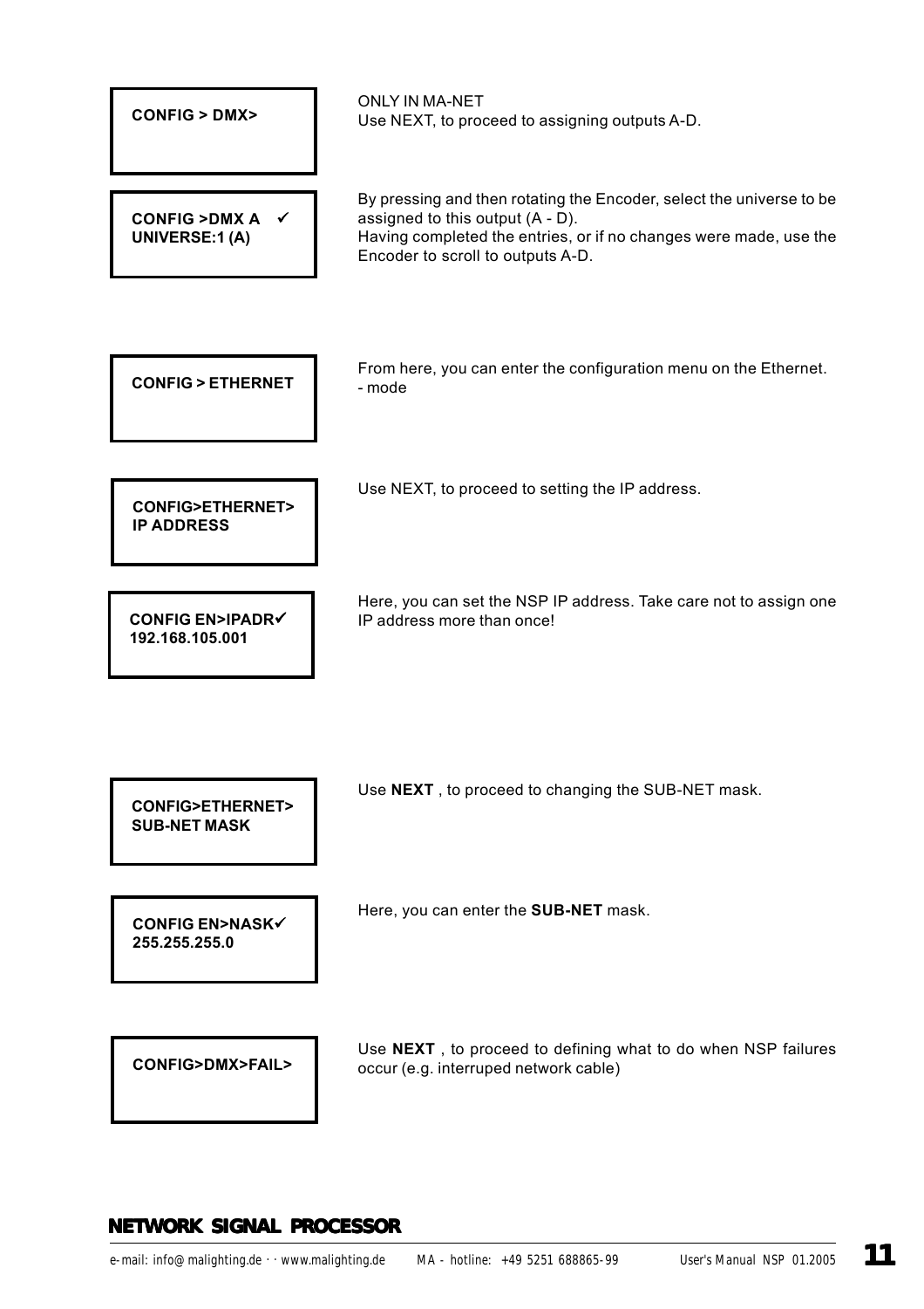| | |
|---|---|
| **CONFIG > DMX>** | ONLY IN MA-NET<br>Use NEXT, to proceed to assigning outputs A-D. |
| **CONFIG >DMX A ✓**<br>**UNIVERSE:1 (A)** | By pressing and then rotating the Encoder, select the universe to be assigned to this output (A - D).<br>Having completed the entries, or if no changes were made, use the Encoder to scroll to outputs A-D. |
| **CONFIG > ETHERNET** | From here, you can enter the configuration menu on the Ethernet. - mode |
| **CONFIG>ETHERNET>**<br>**IP ADDRESS** | Use NEXT, to proceed to setting the IP address. |
| **CONFIG EN>IPADR✓**<br>**192.168.105.001** | Here, you can set the NSP IP address. Take care not to assign one IP address more than once! |
| **CONFIG>ETHERNET>**<br>**SUB-NET MASK** | Use **NEXT** , to proceed to changing the SUB-NET mask. |
| **CONFIG EN>NASK✓**<br>**255.255.255.0** | Here, you can enter the **SUB-NET** mask. |
| **CONFIG>DMX>FAIL>** | Use **NEXT** , to proceed to defining what to do when NSP failures occur (e.g. interruped network cable) |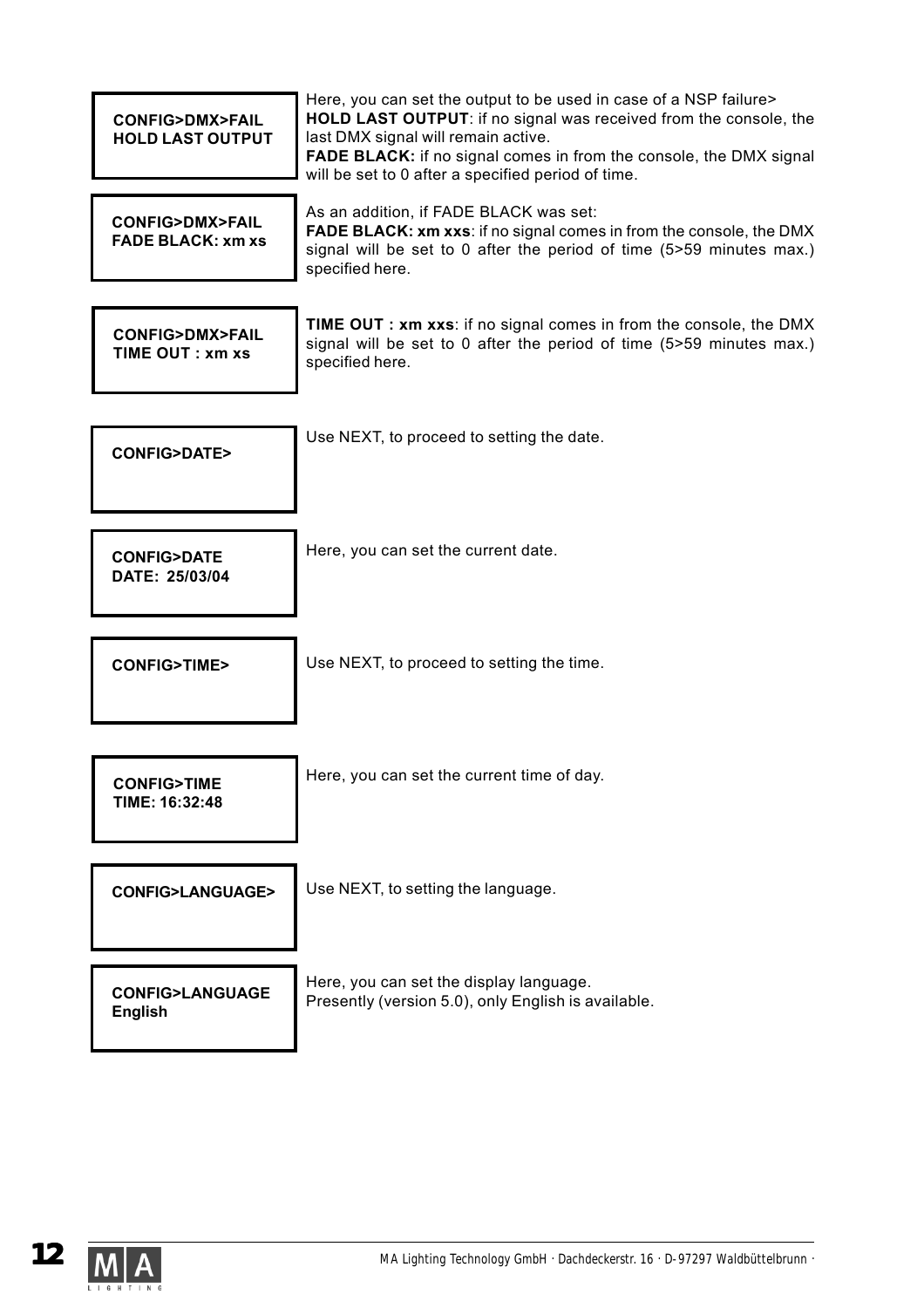| Display | Description |
| --- | --- |
| **CONFIG>DMX>FAIL**<br>**HOLD LAST OUTPUT** | Here, you can set the output to be used in case of a NSP failure><br>**HOLD LAST OUTPUT**: if no signal was received from the console, the last DMX signal will remain active.<br>**FADE BLACK:** if no signal comes in from the console, the DMX signal will be set to 0 after a specified period of time. |
| **CONFIG>DMX>FAIL**<br>**FADE BLACK: xm xs** | As an addition, if FADE BLACK was set:<br>**FADE BLACK: xm xxs**: if no signal comes in from the console, the DMX signal will be set to 0 after the period of time (5>59 minutes max.) specified here. |
| **CONFIG>DMX>FAIL**<br>**TIME OUT : xm xs** | **TIME OUT : xm xxs**: if no signal comes in from the console, the DMX signal will be set to 0 after the period of time (5>59 minutes max.) specified here. |
| **CONFIG>DATE>** | Use NEXT, to proceed to setting the date. |
| **CONFIG>DATE**<br>**DATE: 25/03/04** | Here, you can set the current date. |
| **CONFIG>TIME>** | Use NEXT, to proceed to setting the time. |
| **CONFIG>TIME**<br>**TIME: 16:32:48** | Here, you can set the current time of day. |
| **CONFIG>LANGUAGE>** | Use NEXT, to setting the language. |
| **CONFIG>LANGUAGE**<br>**English** | Here, you can set the display language.<br>Presently (version 5.0), only English is available. |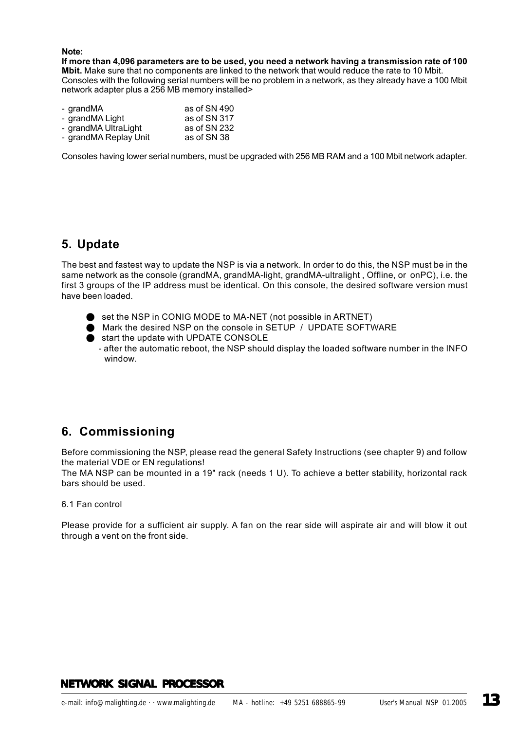**Note:**

**If more than 4,096 parameters are to be used, you need a network having a transmission rate of 100 Mbit.** Make sure that no components are linked to the network that would reduce the rate to 10 Mbit. Consoles with the following serial numbers will be no problem in a network, as they already have a 100 Mbit network adapter plus a 256 MB memory installed>

| | |
|---|---|
| - grandMA | as of SN 490 |
| - grandMA Light | as of SN 317 |
| - grandMA UltraLight | as of SN 232 |
| - grandMA Replay Unit | as of SN 38 |

Consoles having lower serial numbers, must be upgraded with 256 MB RAM and a 100 Mbit network adapter.

## 5. Update

The best and fastest way to update the NSP is via a network. In order to do this, the NSP must be in the same network as the console (grandMA, grandMA-light, grandMA-ultralight , Offline, or onPC), i.e. the first 3 groups of the IP address must be identical. On this console, the desired software version must have been loaded.

- set the NSP in CONIG MODE to MA-NET (not possible in ARTNET)
- Mark the desired NSP on the console in SETUP / UPDATE SOFTWARE
- start the update with UPDATE CONSOLE
  - after the automatic reboot, the NSP should display the loaded software number in the INFO window.

## 6. Commissioning

Before commissioning the NSP, please read the general Safety Instructions (see chapter 9) and follow the material VDE or EN regulations!

The MA NSP can be mounted in a 19" rack (needs 1 U). To achieve a better stability, horizontal rack bars should be used.

6.1 Fan control

Please provide for a sufficient air supply. A fan on the rear side will aspirate air and will blow it out through a vent on the front side.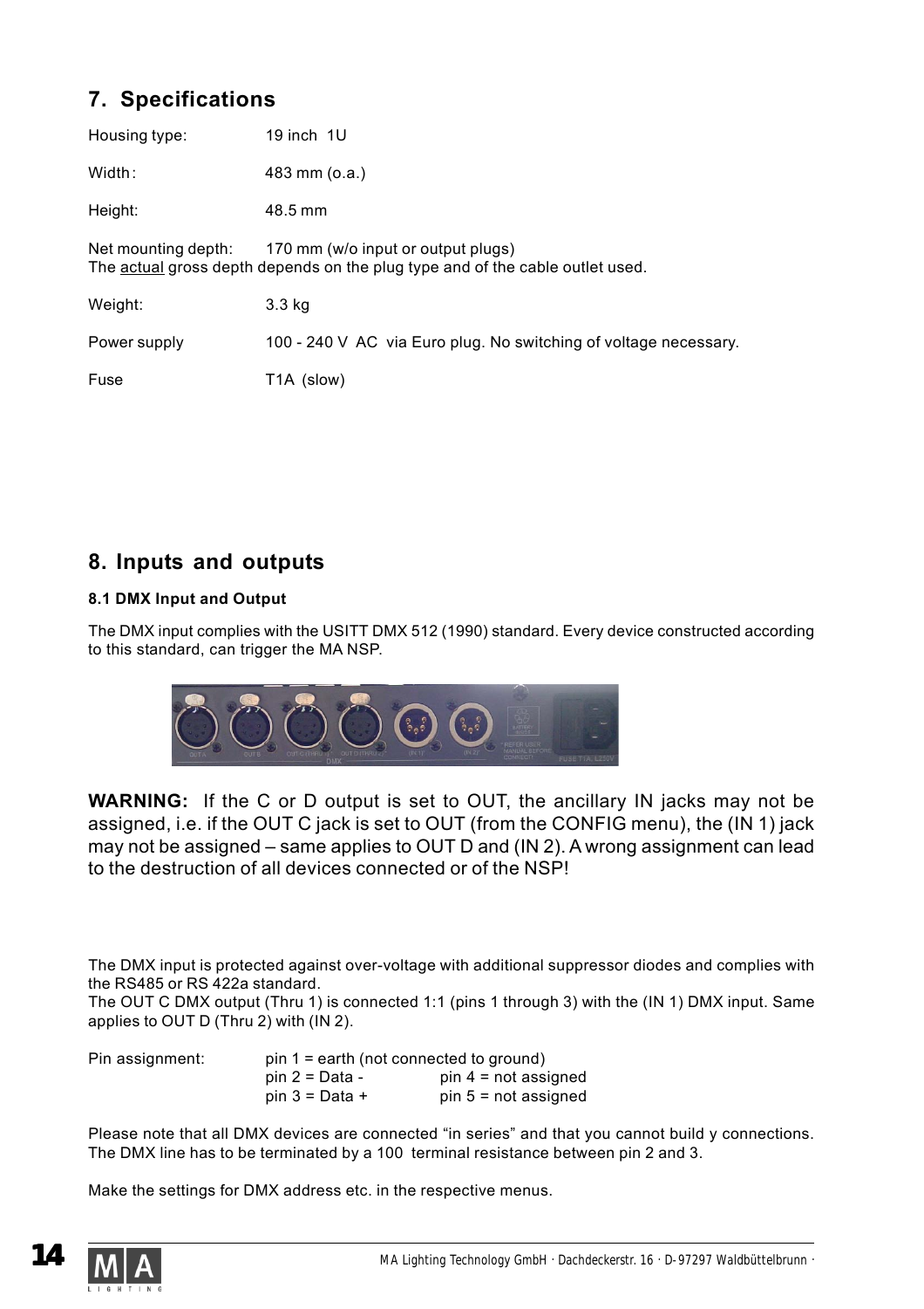## 7. Specifications

| | |
|---|---|
| Housing type: | 19 inch 1U |
| Width: | 483 mm (o.a.) |
| Height: | 48.5 mm |
| Net mounting depth: | 170 mm (w/o input or output plugs) |

The actual gross depth depends on the plug type and of the cable outlet used.

| | |
|---|---|
| Weight: | 3.3 kg |
| Power supply | 100 - 240 V AC via Euro plug. No switching of voltage necessary. |
| Fuse | T1A (slow) |

## 8. Inputs and outputs

### 8.1 DMX Input and Output

The DMX input complies with the USITT DMX 512 (1990) standard. Every device constructed according to this standard, can trigger the MA NSP.

**WARNING:** If the C or D output is set to OUT, the ancillary IN jacks may not be assigned, i.e. if the OUT C jack is set to OUT (from the CONFIG menu), the (IN 1) jack may not be assigned – same applies to OUT D and (IN 2). A wrong assignment can lead to the destruction of all devices connected or of the NSP!

The DMX input is protected against over-voltage with additional suppressor diodes and complies with the RS485 or RS 422a standard.
The OUT C DMX output (Thru 1) is connected 1:1 (pins 1 through 3) with the (IN 1) DMX input. Same applies to OUT D (Thru 2) with (IN 2).

Pin assignment:
- pin 1 = earth (not connected to ground)
- pin 2 = Data -
- pin 3 = Data +
- pin 4 = not assigned
- pin 5 = not assigned

Please note that all DMX devices are connected "in series" and that you cannot build y connections. The DMX line has to be terminated by a 100 terminal resistance between pin 2 and 3.

Make the settings for DMX address etc. in the respective menus.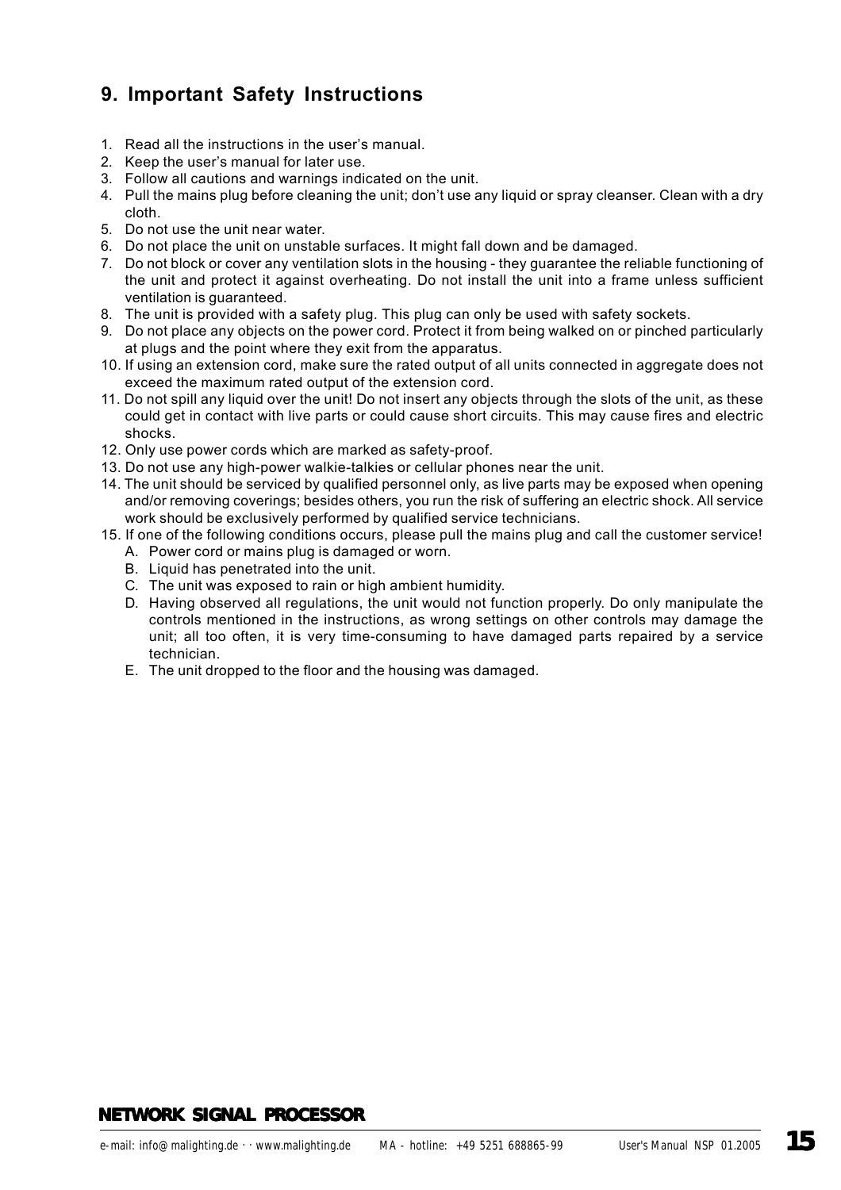## 9. Important Safety Instructions

1. Read all the instructions in the user's manual.
2. Keep the user's manual for later use.
3. Follow all cautions and warnings indicated on the unit.
4. Pull the mains plug before cleaning the unit; don't use any liquid or spray cleanser. Clean with a dry cloth.
5. Do not use the unit near water.
6. Do not place the unit on unstable surfaces. It might fall down and be damaged.
7. Do not block or cover any ventilation slots in the housing - they guarantee the reliable functioning of the unit and protect it against overheating. Do not install the unit into a frame unless sufficient ventilation is guaranteed.
8. The unit is provided with a safety plug. This plug can only be used with safety sockets.
9. Do not place any objects on the power cord. Protect it from being walked on or pinched particularly at plugs and the point where they exit from the apparatus.
10. If using an extension cord, make sure the rated output of all units connected in aggregate does not exceed the maximum rated output of the extension cord.
11. Do not spill any liquid over the unit! Do not insert any objects through the slots of the unit, as these could get in contact with live parts or could cause short circuits. This may cause fires and electric shocks.
12. Only use power cords which are marked as safety-proof.
13. Do not use any high-power walkie-talkies or cellular phones near the unit.
14. The unit should be serviced by qualified personnel only, as live parts may be exposed when opening and/or removing coverings; besides others, you run the risk of suffering an electric shock. All service work should be exclusively performed by qualified service technicians.
15. If one of the following conditions occurs, please pull the mains plug and call the customer service!
    A. Power cord or mains plug is damaged or worn.
    B. Liquid has penetrated into the unit.
    C. The unit was exposed to rain or high ambient humidity.
    D. Having observed all regulations, the unit would not function properly. Do only manipulate the controls mentioned in the instructions, as wrong settings on other controls may damage the unit; all too often, it is very time-consuming to have damaged parts repaired by a service technician.
    E. The unit dropped to the floor and the housing was damaged.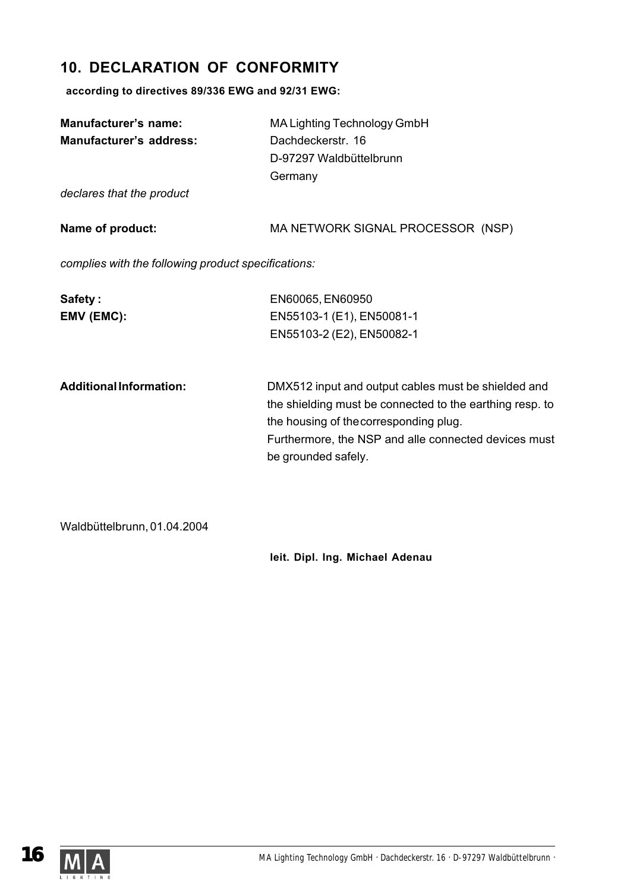## 10. DECLARATION OF CONFORMITY

**according to directives 89/336 EWG and 92/31 EWG:**

| | |
|---|---|
| **Manufacturer's name:** | MA Lighting Technology GmbH |
| **Manufacturer's address:** | Dachdeckerstr. 16<br>D-97297 Waldbüttelbrunn<br>Germany |

*declares that the product*

| | |
|---|---|
| **Name of product:** | MA NETWORK SIGNAL PROCESSOR (NSP) |

*complies with the following product specifications:*

| | |
|---|---|
| **Safety :** | EN60065, EN60950 |
| **EMV (EMC):** | EN55103-1 (E1), EN50081-1<br>EN55103-2 (E2), EN50082-1 |
| **Additional Information:** | DMX512 input and output cables must be shielded and the shielding must be connected to the earthing resp. to the housing of thecorresponding plug.<br>Furthermore, the NSP and alle connected devices must be grounded safely. |

Waldbüttelbrunn, 01.04.2004

**leit. Dipl. Ing. Michael Adenau**